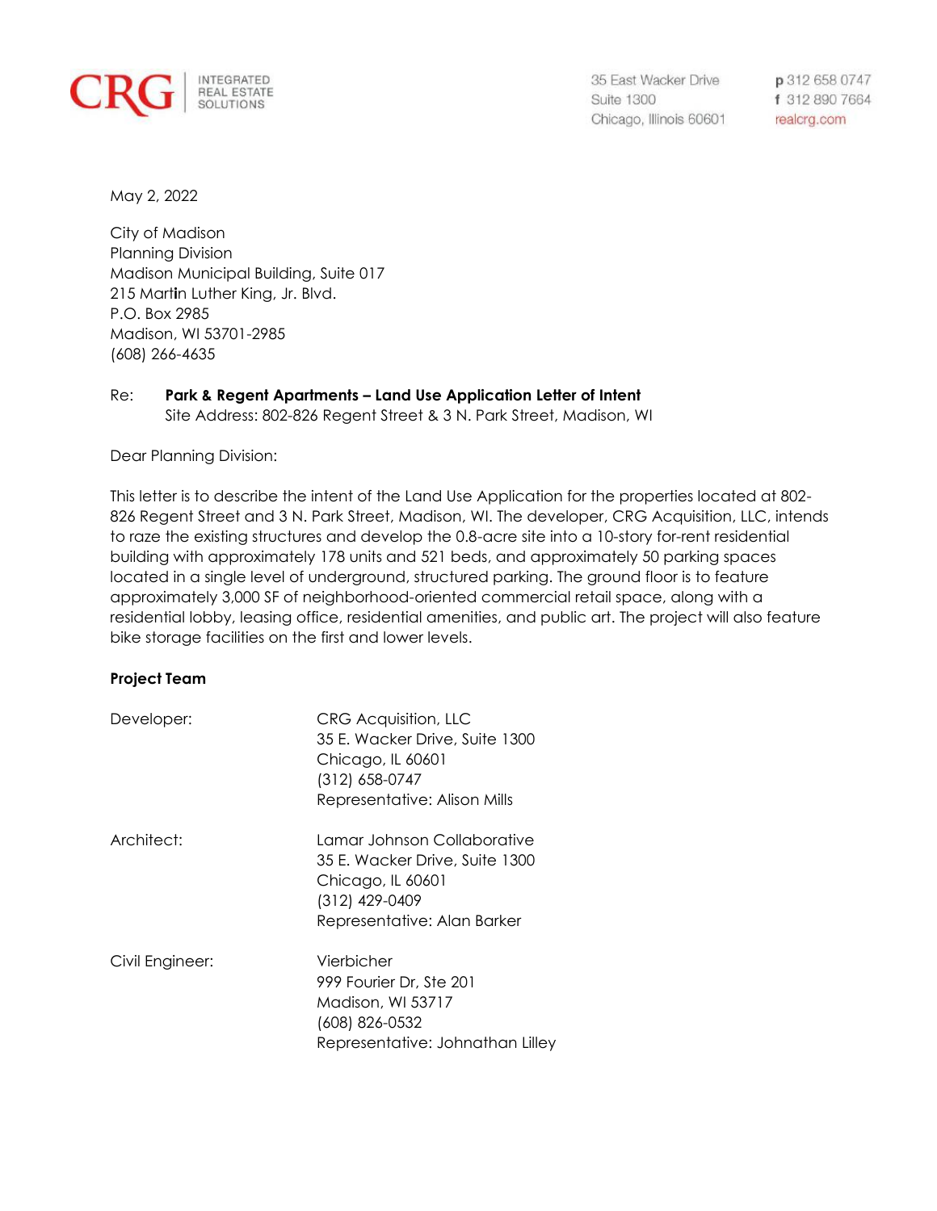CRG | INTEGRATED REAL ESTATE SOLUTIONS

35 East Wacker Drive
Suite 1300
Chicago, Illinois 60601

p 312 658 0747
f 312 890 7664
realcrg.com

May 2, 2022

City of Madison
Planning Division
Madison Municipal Building, Suite 017
215 Martin Luther King, Jr. Blvd.
P.O. Box 2985
Madison, WI 53701-2985
(608) 266-4635

Re: **Park & Regent Apartments – Land Use Application Letter of Intent**
Site Address: 802-826 Regent Street & 3 N. Park Street, Madison, WI

Dear Planning Division:

This letter is to describe the intent of the Land Use Application for the properties located at 802-826 Regent Street and 3 N. Park Street, Madison, WI. The developer, CRG Acquisition, LLC, intends to raze the existing structures and develop the 0.8-acre site into a 10-story for-rent residential building with approximately 178 units and 521 beds, and approximately 50 parking spaces located in a single level of underground, structured parking. The ground floor is to feature approximately 3,000 SF of neighborhood-oriented commercial retail space, along with a residential lobby, leasing office, residential amenities, and public art. The project will also feature bike storage facilities on the first and lower levels.

**Project Team**

Developer:
CRG Acquisition, LLC
35 E. Wacker Drive, Suite 1300
Chicago, IL 60601
(312) 658-0747
Representative: Alison Mills

Architect:
Lamar Johnson Collaborative
35 E. Wacker Drive, Suite 1300
Chicago, IL 60601
(312) 429-0409
Representative: Alan Barker

Civil Engineer:
Vierbicher
999 Fourier Dr, Ste 201
Madison, WI 53717
(608) 826-0532
Representative: Johnathan Lilley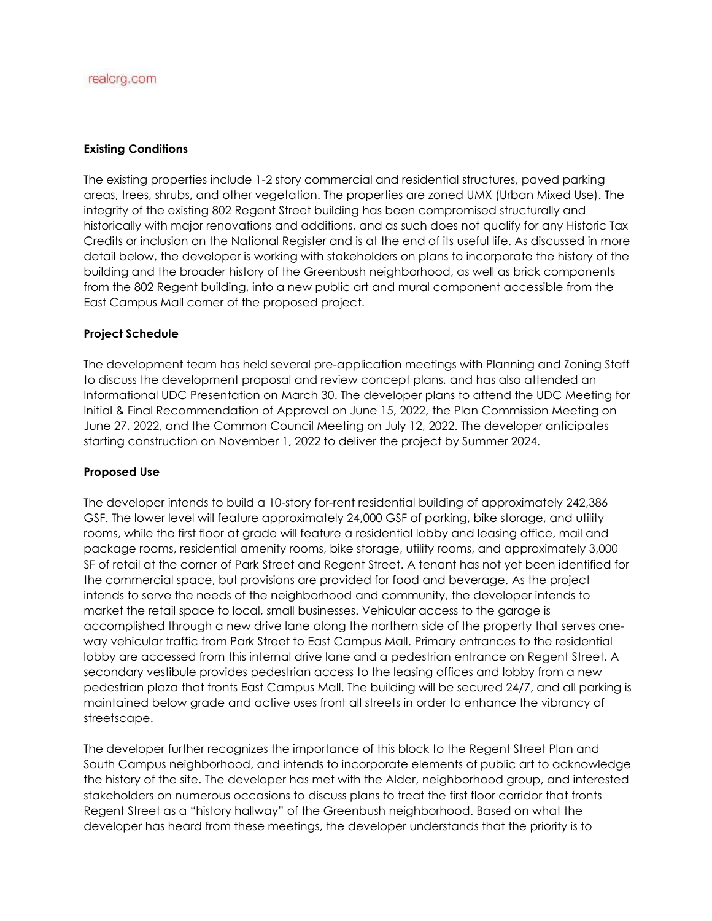**Existing Conditions**

The existing properties include 1-2 story commercial and residential structures, paved parking areas, trees, shrubs, and other vegetation. The properties are zoned UMX (Urban Mixed Use). The integrity of the existing 802 Regent Street building has been compromised structurally and historically with major renovations and additions, and as such does not qualify for any Historic Tax Credits or inclusion on the National Register and is at the end of its useful life. As discussed in more detail below, the developer is working with stakeholders on plans to incorporate the history of the building and the broader history of the Greenbush neighborhood, as well as brick components from the 802 Regent building, into a new public art and mural component accessible from the East Campus Mall corner of the proposed project.

**Project Schedule**

The development team has held several pre-application meetings with Planning and Zoning Staff to discuss the development proposal and review concept plans, and has also attended an Informational UDC Presentation on March 30. The developer plans to attend the UDC Meeting for Initial & Final Recommendation of Approval on June 15, 2022, the Plan Commission Meeting on June 27, 2022, and the Common Council Meeting on July 12, 2022. The developer anticipates starting construction on November 1, 2022 to deliver the project by Summer 2024.

**Proposed Use**

The developer intends to build a 10-story for-rent residential building of approximately 242,386 GSF. The lower level will feature approximately 24,000 GSF of parking, bike storage, and utility rooms, while the first floor at grade will feature a residential lobby and leasing office, mail and package rooms, residential amenity rooms, bike storage, utility rooms, and approximately 3,000 SF of retail at the corner of Park Street and Regent Street. A tenant has not yet been identified for the commercial space, but provisions are provided for food and beverage. As the project intends to serve the needs of the neighborhood and community, the developer intends to market the retail space to local, small businesses. Vehicular access to the garage is accomplished through a new drive lane along the northern side of the property that serves one-way vehicular traffic from Park Street to East Campus Mall. Primary entrances to the residential lobby are accessed from this internal drive lane and a pedestrian entrance on Regent Street. A secondary vestibule provides pedestrian access to the leasing offices and lobby from a new pedestrian plaza that fronts East Campus Mall. The building will be secured 24/7, and all parking is maintained below grade and active uses front all streets in order to enhance the vibrancy of streetscape.

The developer further recognizes the importance of this block to the Regent Street Plan and South Campus neighborhood, and intends to incorporate elements of public art to acknowledge the history of the site. The developer has met with the Alder, neighborhood group, and interested stakeholders on numerous occasions to discuss plans to treat the first floor corridor that fronts Regent Street as a "history hallway" of the Greenbush neighborhood. Based on what the developer has heard from these meetings, the developer understands that the priority is to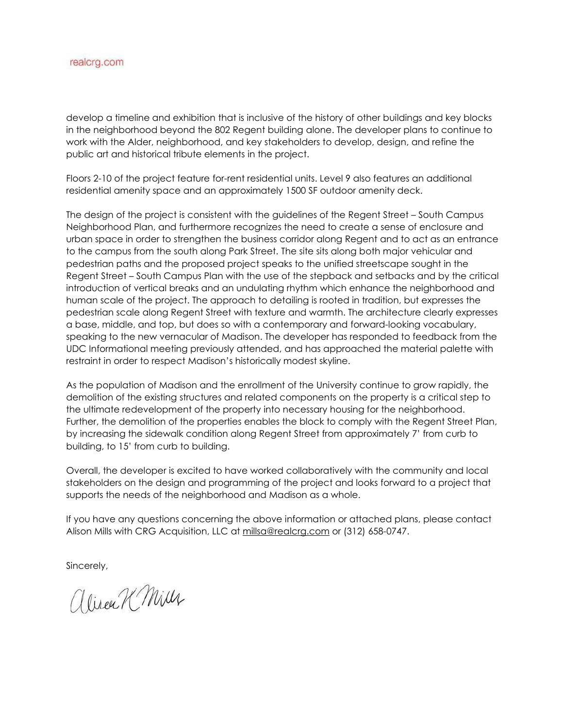develop a timeline and exhibition that is inclusive of the history of other buildings and key blocks in the neighborhood beyond the 802 Regent building alone. The developer plans to continue to work with the Alder, neighborhood, and key stakeholders to develop, design, and refine the public art and historical tribute elements in the project.

Floors 2-10 of the project feature for-rent residential units. Level 9 also features an additional residential amenity space and an approximately 1500 SF outdoor amenity deck.

The design of the project is consistent with the guidelines of the Regent Street – South Campus Neighborhood Plan, and furthermore recognizes the need to create a sense of enclosure and urban space in order to strengthen the business corridor along Regent and to act as an entrance to the campus from the south along Park Street. The site sits along both major vehicular and pedestrian paths and the proposed project speaks to the unified streetscape sought in the Regent Street – South Campus Plan with the use of the stepback and setbacks and by the critical introduction of vertical breaks and an undulating rhythm which enhance the neighborhood and human scale of the project. The approach to detailing is rooted in tradition, but expresses the pedestrian scale along Regent Street with texture and warmth. The architecture clearly expresses a base, middle, and top, but does so with a contemporary and forward-looking vocabulary, speaking to the new vernacular of Madison. The developer has responded to feedback from the UDC Informational meeting previously attended, and has approached the material palette with restraint in order to respect Madison's historically modest skyline.

As the population of Madison and the enrollment of the University continue to grow rapidly, the demolition of the existing structures and related components on the property is a critical step to the ultimate redevelopment of the property into necessary housing for the neighborhood. Further, the demolition of the properties enables the block to comply with the Regent Street Plan, by increasing the sidewalk condition along Regent Street from approximately 7' from curb to building, to 15' from curb to building.

Overall, the developer is excited to have worked collaboratively with the community and local stakeholders on the design and programming of the project and looks forward to a project that supports the needs of the neighborhood and Madison as a whole.

If you have any questions concerning the above information or attached plans, please contact Alison Mills with CRG Acquisition, LLC at millsa@realcrg.com or (312) 658-0747.

Sincerely,

Alison K Mills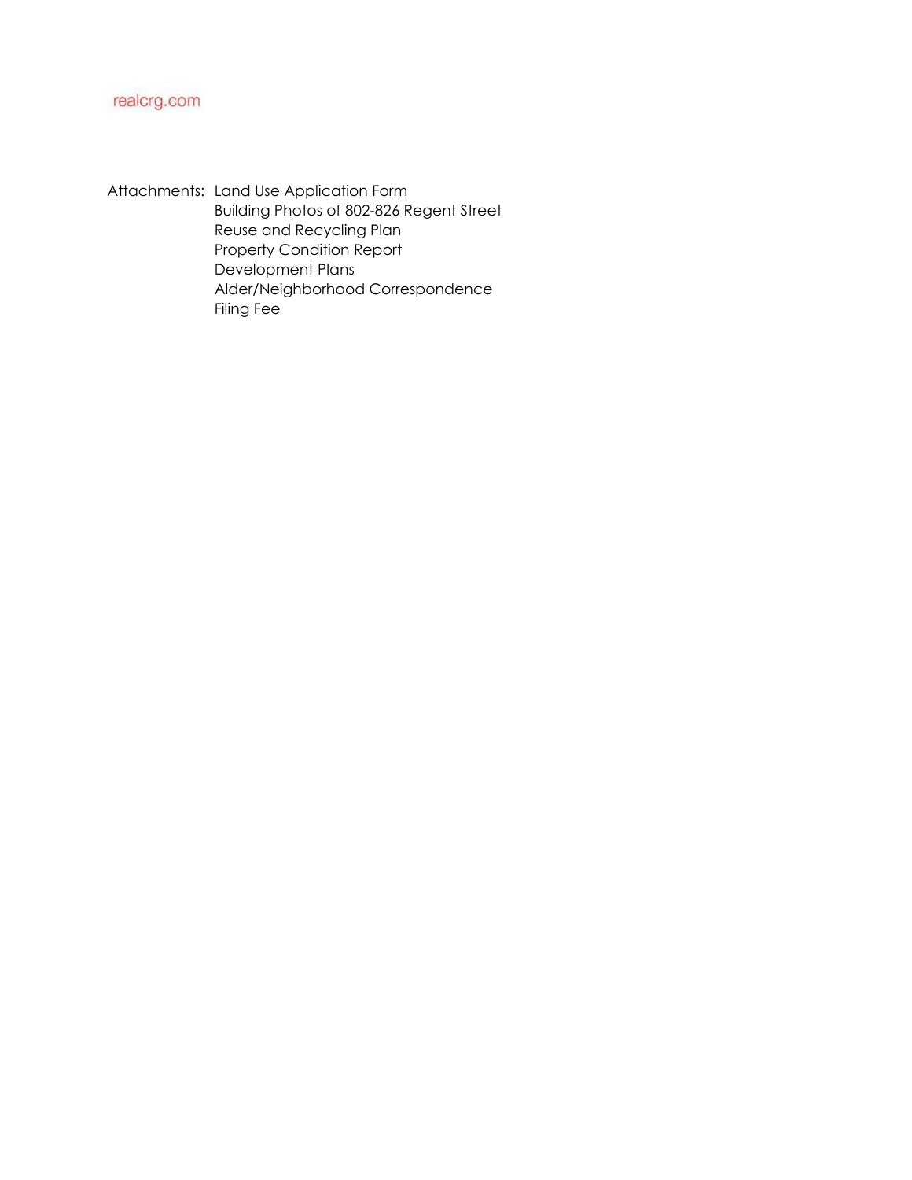realcrg.com

Attachments: Land Use Application Form
Building Photos of 802-826 Regent Street
Reuse and Recycling Plan
Property Condition Report
Development Plans
Alder/Neighborhood Correspondence
Filing Fee